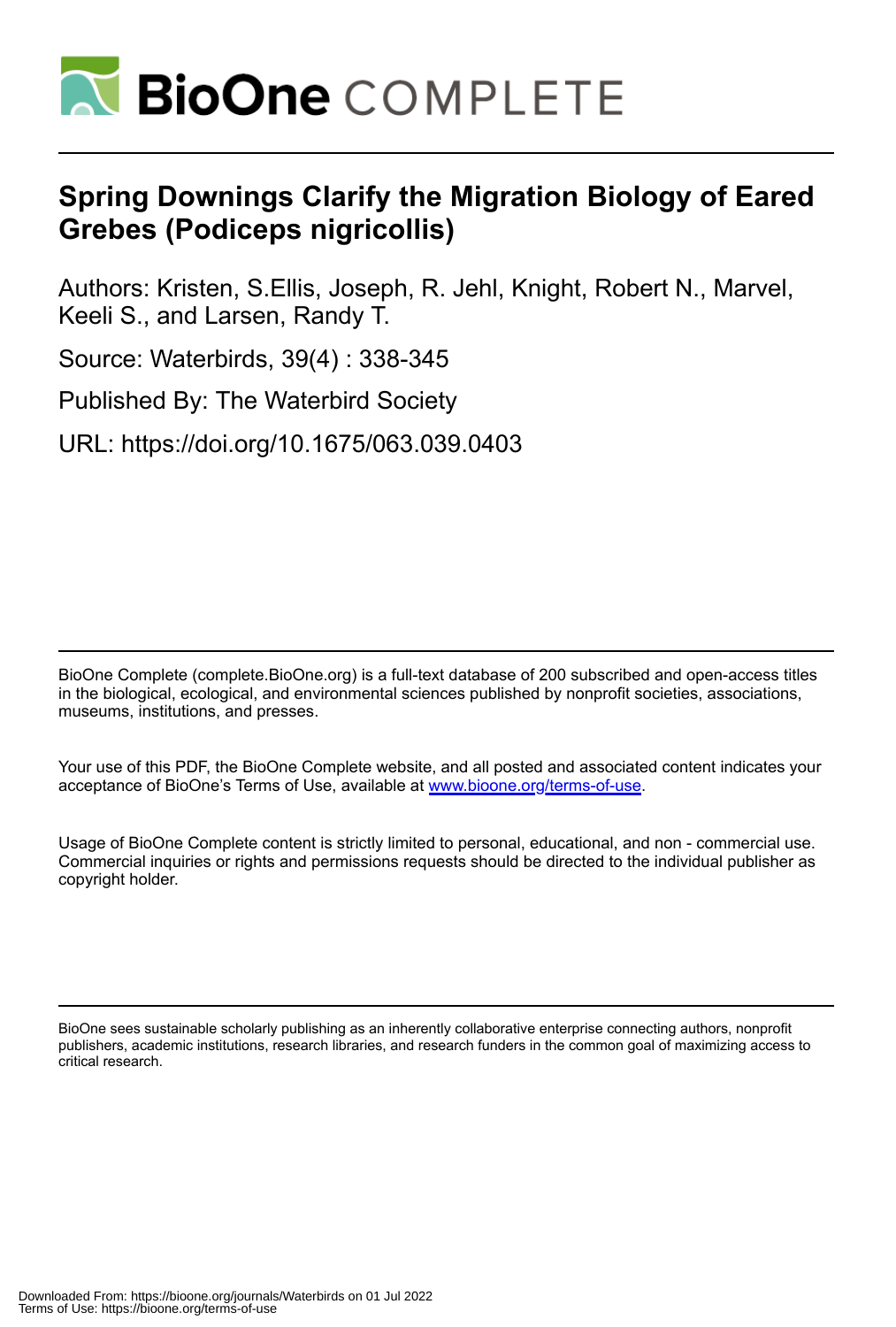# Spring Downings Clarify the Migration Biology of Eared Grebes (Podiceps nigricollis)

Authors: Kristen, S.Ellis, Joseph, R. Jehl, Knight, Robert N., Marvel, Keeli S., and Larsen, Randy T.

Source: Waterbirds, 39(4) : 338-345

Published By: The Waterbird Society

URL: https://doi.org/10.1675/063.039.0403

BioOne Complete (complete.BioOne.org) is a full-text database of 200 subscribed and open-access titles in the biological, ecological, and environmental sciences published by nonprofit societies, associations, museums, institutions, and presses.

Your use of this PDF, the BioOne Complete website, and all posted and associated content indicates your acceptance of BioOne's Terms of Use, available at www.bioone.org/terms-of-use.

Usage of BioOne Complete content is strictly limited to personal, educational, and non - commercial use. Commercial inquiries or rights and permissions requests should be directed to the individual publisher as copyright holder.

BioOne sees sustainable scholarly publishing as an inherently collaborative enterprise connecting authors, nonprofit publishers, academic institutions, research libraries, and research funders in the common goal of maximizing access to critical research.

Downloaded From: https://bioone.org/journals/Waterbirds on 01 Jul 2022
Terms of Use: https://bioone.org/terms-of-use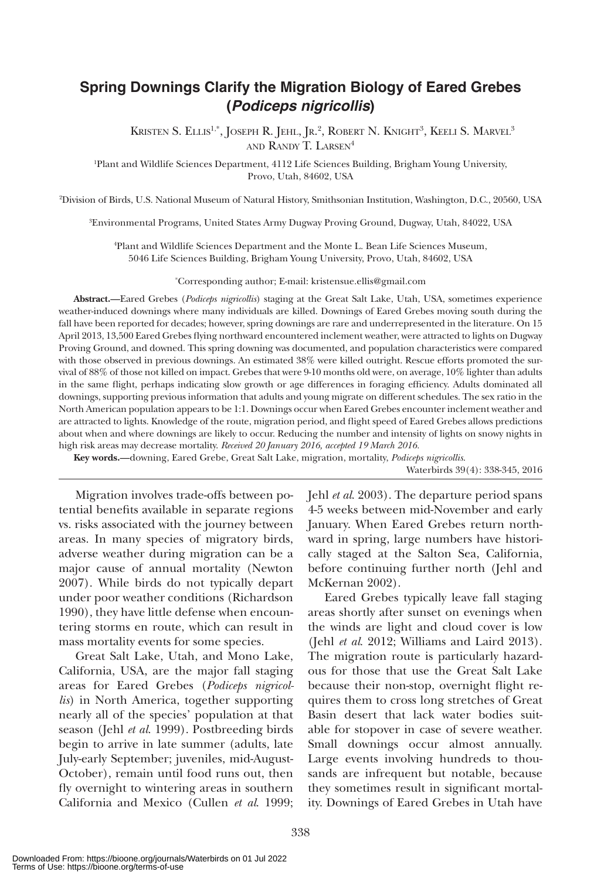# Spring Downings Clarify the Migration Biology of Eared Grebes (*Podiceps nigricollis*)

Kristen S. Ellis[1,*], Joseph R. Jehl, Jr.[2], Robert N. Knight[3], Keeli S. Marvel[3] and Randy T. Larsen[4]

[1]Plant and Wildlife Sciences Department, 4112 Life Sciences Building, Brigham Young University, Provo, Utah, 84602, USA

[2]Division of Birds, U.S. National Museum of Natural History, Smithsonian Institution, Washington, D.C., 20560, USA

[3]Environmental Programs, United States Army Dugway Proving Ground, Dugway, Utah, 84022, USA

[4]Plant and Wildlife Sciences Department and the Monte L. Bean Life Sciences Museum, 5046 Life Sciences Building, Brigham Young University, Provo, Utah, 84602, USA

[*]Corresponding author; E-mail: kristensue.ellis@gmail.com

**Abstract.**—Eared Grebes (*Podiceps nigricollis*) staging at the Great Salt Lake, Utah, USA, sometimes experience weather-induced downings where many individuals are killed. Downings of Eared Grebes moving south during the fall have been reported for decades; however, spring downings are rare and underrepresented in the literature. On 15 April 2013, 13,500 Eared Grebes flying northward encountered inclement weather, were attracted to lights on Dugway Proving Ground, and downed. This spring downing was documented, and population characteristics were compared with those observed in previous downings. An estimated 38% were killed outright. Rescue efforts promoted the survival of 88% of those not killed on impact. Grebes that were 9-10 months old were, on average, 10% lighter than adults in the same flight, perhaps indicating slow growth or age differences in foraging efficiency. Adults dominated all downings, supporting previous information that adults and young migrate on different schedules. The sex ratio in the North American population appears to be 1:1. Downings occur when Eared Grebes encounter inclement weather and are attracted to lights. Knowledge of the route, migration period, and flight speed of Eared Grebes allows predictions about when and where downings are likely to occur. Reducing the number and intensity of lights on snowy nights in high risk areas may decrease mortality. *Received 20 January 2016, accepted 19 March 2016.*

**Key words.**—downing, Eared Grebe, Great Salt Lake, migration, mortality, *Podiceps nigricollis*.

Migration involves trade-offs between potential benefits available in separate regions vs. risks associated with the journey between areas. In many species of migratory birds, adverse weather during migration can be a major cause of annual mortality (Newton 2007). While birds do not typically depart under poor weather conditions (Richardson 1990), they have little defense when encountering storms en route, which can result in mass mortality events for some species.

Great Salt Lake, Utah, and Mono Lake, California, USA, are the major fall staging areas for Eared Grebes (*Podiceps nigricollis*) in North America, together supporting nearly all of the species' population at that season (Jehl *et al*. 1999). Postbreeding birds begin to arrive in late summer (adults, late July-early September; juveniles, mid-August-October), remain until food runs out, then fly overnight to wintering areas in southern California and Mexico (Cullen *et al*. 1999; Jehl *et al*. 2003). The departure period spans 4-5 weeks between mid-November and early January. When Eared Grebes return northward in spring, large numbers have historically staged at the Salton Sea, California, before continuing further north (Jehl and McKernan 2002).

Eared Grebes typically leave fall staging areas shortly after sunset on evenings when the winds are light and cloud cover is low (Jehl *et al*. 2012; Williams and Laird 2013). The migration route is particularly hazardous for those that use the Great Salt Lake because their non-stop, overnight flight requires them to cross long stretches of Great Basin desert that lack water bodies suitable for stopover in case of severe weather. Small downings occur almost annually. Large events involving hundreds to thousands are infrequent but notable, because they sometimes result in significant mortality. Downings of Eared Grebes in Utah have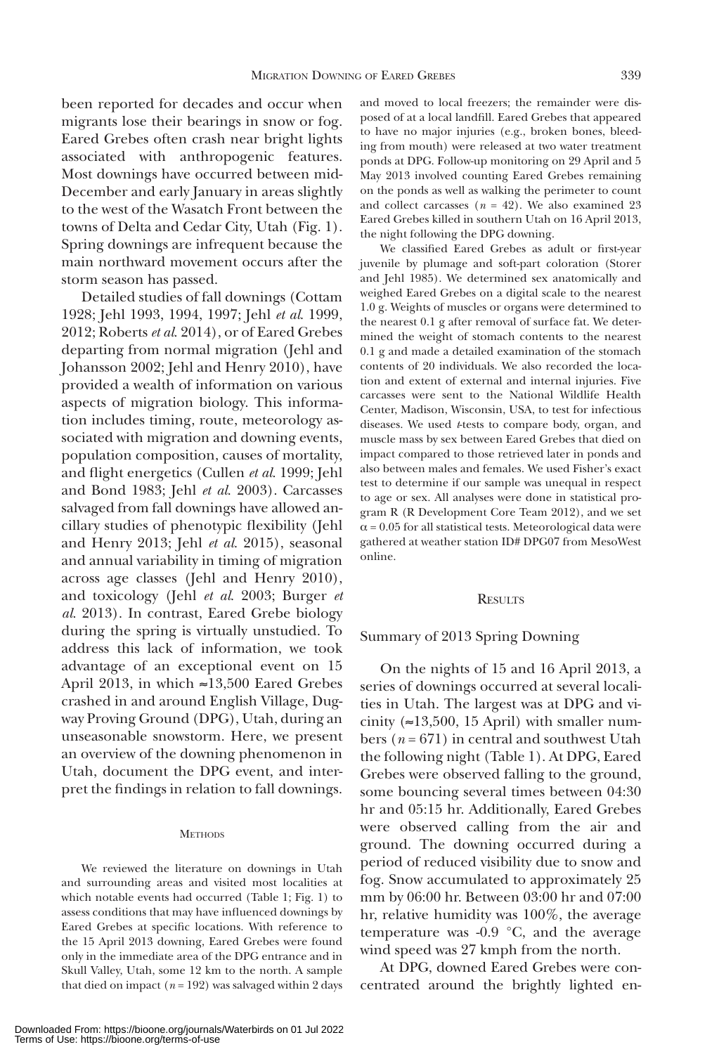been reported for decades and occur when migrants lose their bearings in snow or fog. Eared Grebes often crash near bright lights associated with anthropogenic features. Most downings have occurred between mid-December and early January in areas slightly to the west of the Wasatch Front between the towns of Delta and Cedar City, Utah (Fig. 1). Spring downings are infrequent because the main northward movement occurs after the storm season has passed.

Detailed studies of fall downings (Cottam 1928; Jehl 1993, 1994, 1997; Jehl *et al.* 1999, 2012; Roberts *et al.* 2014), or of Eared Grebes departing from normal migration (Jehl and Johansson 2002; Jehl and Henry 2010), have provided a wealth of information on various aspects of migration biology. This information includes timing, route, meteorology associated with migration and downing events, population composition, causes of mortality, and flight energetics (Cullen *et al.* 1999; Jehl and Bond 1983; Jehl *et al.* 2003). Carcasses salvaged from fall downings have allowed ancillary studies of phenotypic flexibility (Jehl and Henry 2013; Jehl *et al.* 2015), seasonal and annual variability in timing of migration across age classes (Jehl and Henry 2010), and toxicology (Jehl *et al.* 2003; Burger *et al.* 2013). In contrast, Eared Grebe biology during the spring is virtually unstudied. To address this lack of information, we took advantage of an exceptional event on 15 April 2013, in which ≈13,500 Eared Grebes crashed in and around English Village, Dugway Proving Ground (DPG), Utah, during an unseasonable snowstorm. Here, we present an overview of the downing phenomenon in Utah, document the DPG event, and interpret the findings in relation to fall downings.

## Methods

We reviewed the literature on downings in Utah and surrounding areas and visited most localities at which notable events had occurred (Table 1; Fig. 1) to assess conditions that may have influenced downings by Eared Grebes at specific locations. With reference to the 15 April 2013 downing, Eared Grebes were found only in the immediate area of the DPG entrance and in Skull Valley, Utah, some 12 km to the north. A sample that died on impact ($n$ = 192) was salvaged within 2 days and moved to local freezers; the remainder were disposed of at a local landfill. Eared Grebes that appeared to have no major injuries (e.g., broken bones, bleeding from mouth) were released at two water treatment ponds at DPG. Follow-up monitoring on 29 April and 5 May 2013 involved counting Eared Grebes remaining on the ponds as well as walking the perimeter to count and collect carcasses ($n$ = 42). We also examined 23 Eared Grebes killed in southern Utah on 16 April 2013, the night following the DPG downing.

We classified Eared Grebes as adult or first-year juvenile by plumage and soft-part coloration (Storer and Jehl 1985). We determined sex anatomically and weighed Eared Grebes on a digital scale to the nearest 1.0 g. Weights of muscles or organs were determined to the nearest 0.1 g after removal of surface fat. We determined the weight of stomach contents to the nearest 0.1 g and made a detailed examination of the stomach contents of 20 individuals. We also recorded the location and extent of external and internal injuries. Five carcasses were sent to the National Wildlife Health Center, Madison, Wisconsin, USA, to test for infectious diseases. We used $t$-tests to compare body, organ, and muscle mass by sex between Eared Grebes that died on impact compared to those retrieved later in ponds and also between males and females. We used Fisher's exact test to determine if our sample was unequal in respect to age or sex. All analyses were done in statistical program R (R Development Core Team 2012), and we set $\alpha = 0.05$ for all statistical tests. Meteorological data were gathered at weather station ID# DPG07 from MesoWest online.

## Results

### Summary of 2013 Spring Downing

On the nights of 15 and 16 April 2013, a series of downings occurred at several localities in Utah. The largest was at DPG and vicinity (≈13,500, 15 April) with smaller numbers ($n$ = 671) in central and southwest Utah the following night (Table 1). At DPG, Eared Grebes were observed falling to the ground, some bouncing several times between 04:30 hr and 05:15 hr. Additionally, Eared Grebes were observed calling from the air and ground. The downing occurred during a period of reduced visibility due to snow and fog. Snow accumulated to approximately 25 mm by 06:00 hr. Between 03:00 hr and 07:00 hr, relative humidity was 100%, the average temperature was -0.9 °C, and the average wind speed was 27 kmph from the north.

At DPG, downed Eared Grebes were concentrated around the brightly lighted en-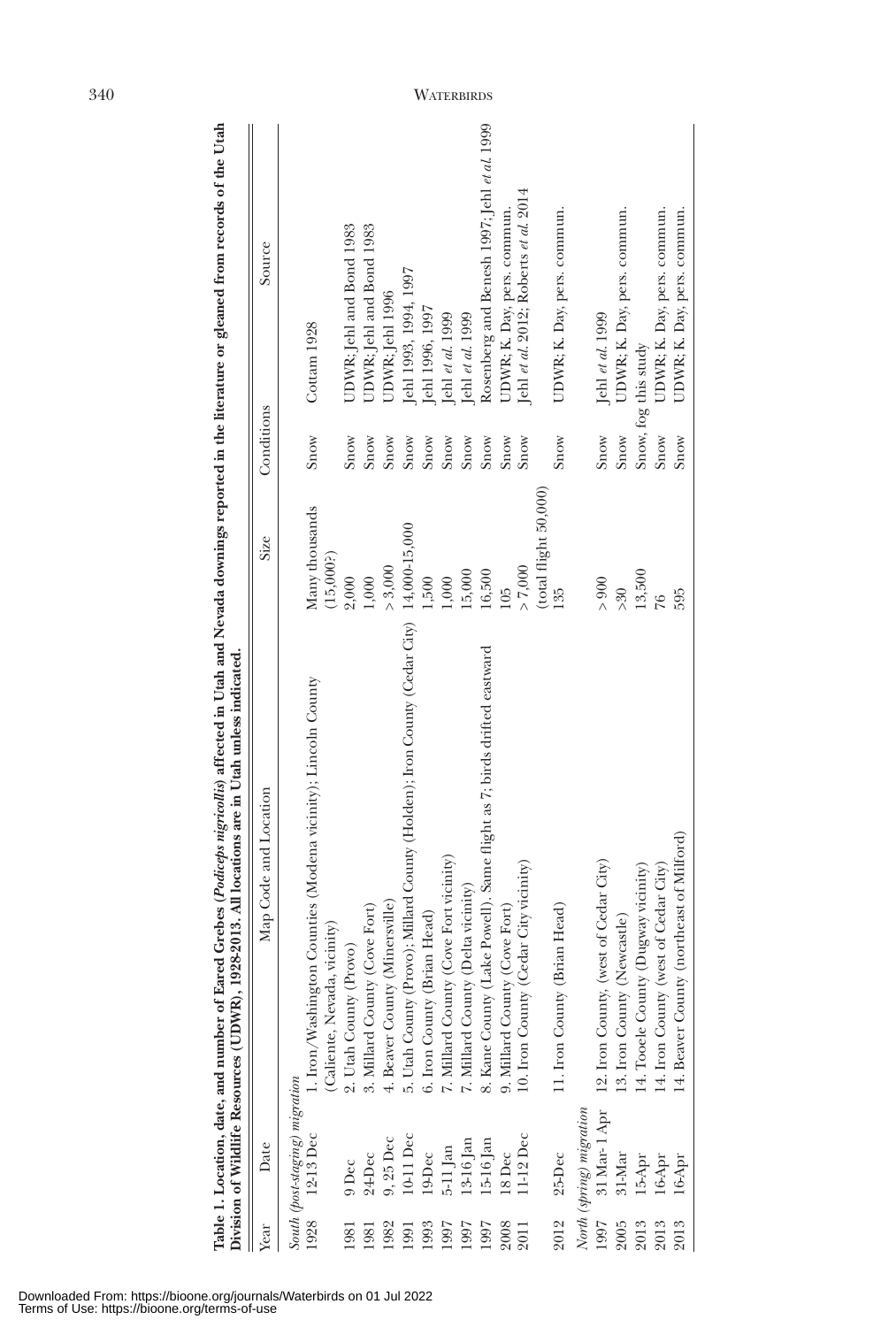**Table 1. Location, date, and number of Eared Grebes (*Podiceps nigricollis*) affected in Utah and Nevada downings reported in the literature or gleaned from records of the Utah Division of Wildlife Resources (UDWR), 1928-2013. All locations are in Utah unless indicated.**

| Year | Date | Map Code and Location | Size | Conditions | Source |
|---|---|---|---|---|---|
| *South (post-staging) migration* | | | | | |
| 1928 | 12-13 Dec | 1. Iron/Washington Counties (Modena vicinity); Lincoln County (Caliente, Nevada, vicinity) | Many thousands (15,000?) | Snow | Cottam 1928 |
| 1981 | 9 Dec | 2. Utah County (Provo) | 2,000 | Snow | UDWR; Jehl and Bond 1983 |
| 1981 | 24-Dec | 3. Millard County (Cove Fort) | 1,000 | Snow | UDWR; Jehl and Bond 1983 |
| 1982 | 9, 25 Dec | 4. Beaver County (Minersville) | > 3,000 | Snow | UDWR; Jehl 1996 |
| 1991 | 10-11 Dec | 5. Utah County (Provo); Millard County (Holden); Iron County (Cedar City) | 14,000-15,000 | Snow | Jehl 1993, 1994, 1997 |
| 1993 | 19-Dec | 6. Iron County (Brian Head) | 1,500 | Snow | Jehl 1996, 1997 |
| 1997 | 5-11 Jan | 7. Millard County (Cove Fort vicinity) | 1,000 | Snow | Jehl *et al.* 1999 |
| 1997 | 13-16 Jan | 7. Millard County (Delta vicinity) | 15,000 | Snow | Jehl *et al.* 1999 |
| 1997 | 15-16 Jan | 8. Kane County (Lake Powell). Same flight as 7; birds drifted eastward | 16,500 | Snow | Rosenberg and Benesh 1997; Jehl *et al.* 1999 |
| 2008 | 18 Dec | 9. Millard County (Cove Fort) | 105 | Snow | UDWR; K. Day, pers. commun. |
| 2011 | 11-12 Dec | 10. Iron County (Cedar City vicinity) | > 7,000 (total flight 50,000) | Snow | Jehl *et al.* 2012; Roberts *et al.* 2014 |
| 2012 | 25-Dec | 11. Iron County (Brian Head) | 135 | Snow | UDWR; K. Day, pers. commun. |
| *North (spring) migration* | | | | | |
| 1997 | 31 Mar- 1 Apr | 12. Iron County, (west of Cedar City) | > 900 | Snow | Jehl *et al.* 1999 |
| 2005 | 31-Mar | 13. Iron County (Newcastle) | >30 | Snow | UDWR; K. Day, pers. commun. |
| 2013 | 15-Apr | 14. Tooele County (Dugway vicinity) | 13,500 | Snow, fog | this study |
| 2013 | 16-Apr | 14. Iron County (west of Cedar City) | 76 | Snow | UDWR; K. Day, pers. commun. |
| 2013 | 16-Apr | 14. Beaver County (northeast of Milford) | 595 | Snow | UDWR; K. Day, pers. commun. |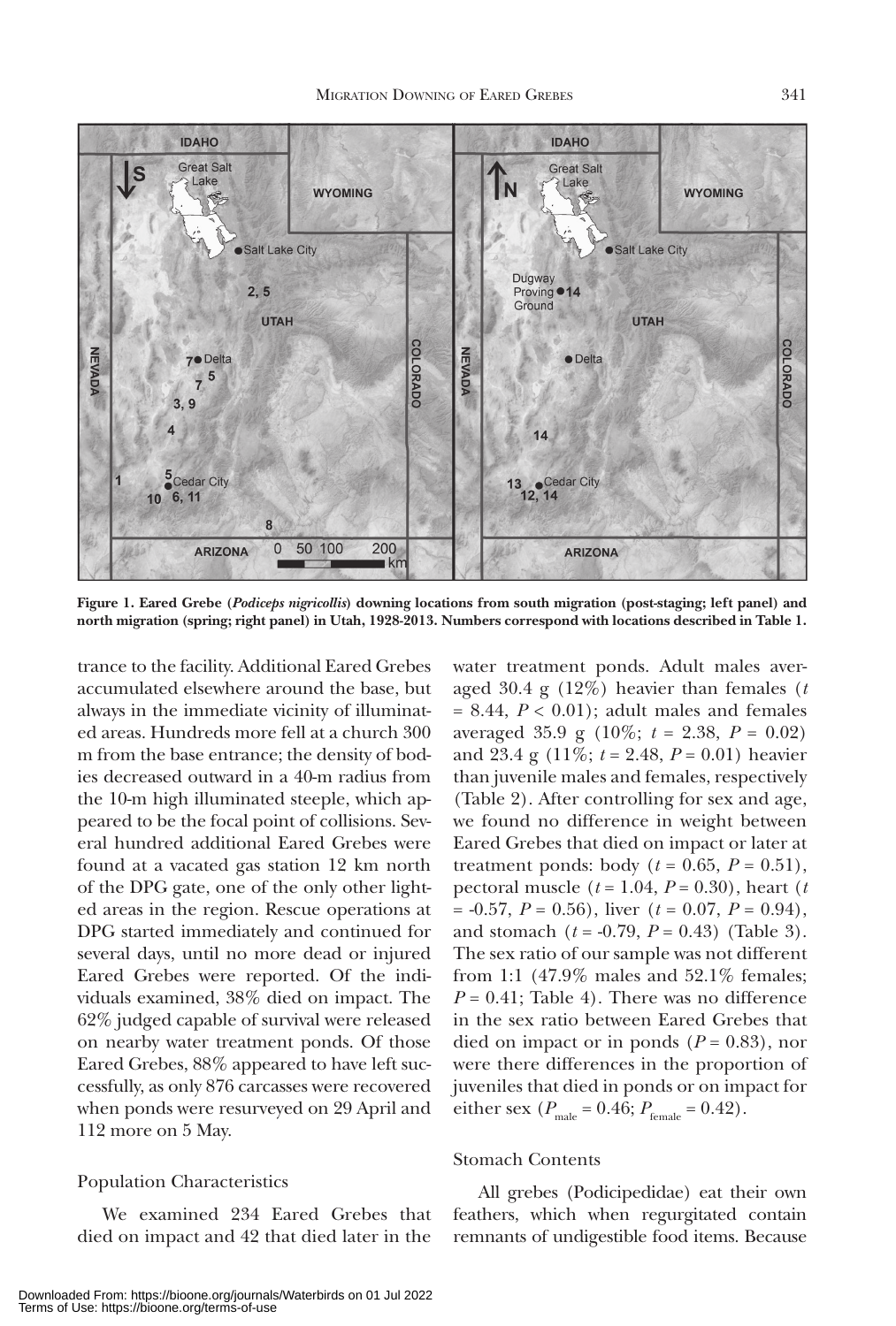**Figure 1. Eared Grebe (*Podiceps nigricollis*) downing locations from south migration (post-staging; left panel) and north migration (spring; right panel) in Utah, 1928-2013. Numbers correspond with locations described in Table 1.**

trance to the facility. Additional Eared Grebes accumulated elsewhere around the base, but always in the immediate vicinity of illuminated areas. Hundreds more fell at a church 300 m from the base entrance; the density of bodies decreased outward in a 40-m radius from the 10-m high illuminated steeple, which appeared to be the focal point of collisions. Several hundred additional Eared Grebes were found at a vacated gas station 12 km north of the DPG gate, one of the only other lighted areas in the region. Rescue operations at DPG started immediately and continued for several days, until no more dead or injured Eared Grebes were reported. Of the individuals examined, 38% died on impact. The 62% judged capable of survival were released on nearby water treatment ponds. Of those Eared Grebes, 88% appeared to have left successfully, as only 876 carcasses were recovered when ponds were resurveyed on 29 April and 112 more on 5 May.

### Population Characteristics

We examined 234 Eared Grebes that died on impact and 42 that died later in the water treatment ponds. Adult males averaged 30.4 g (12%) heavier than females ($t = 8.44$, $P < 0.01$); adult males and females averaged 35.9 g (10%; $t = 2.38$, $P = 0.02$) and 23.4 g (11%; $t = 2.48$, $P = 0.01$) heavier than juvenile males and females, respectively (Table 2). After controlling for sex and age, we found no difference in weight between Eared Grebes that died on impact or later at treatment ponds: body ($t = 0.65$, $P = 0.51$), pectoral muscle ($t = 1.04$, $P = 0.30$), heart ($t = -0.57$, $P = 0.56$), liver ($t = 0.07$, $P = 0.94$), and stomach ($t = -0.79$, $P = 0.43$) (Table 3). The sex ratio of our sample was not different from 1:1 (47.9% males and 52.1% females; $P = 0.41$; Table 4). There was no difference in the sex ratio between Eared Grebes that died on impact or in ponds ($P = 0.83$), nor were there differences in the proportion of juveniles that died in ponds or on impact for either sex ($P_{male} = 0.46$; $P_{female} = 0.42$).

### Stomach Contents

All grebes (Podicipedidae) eat their own feathers, which when regurgitated contain remnants of undigestible food items. Because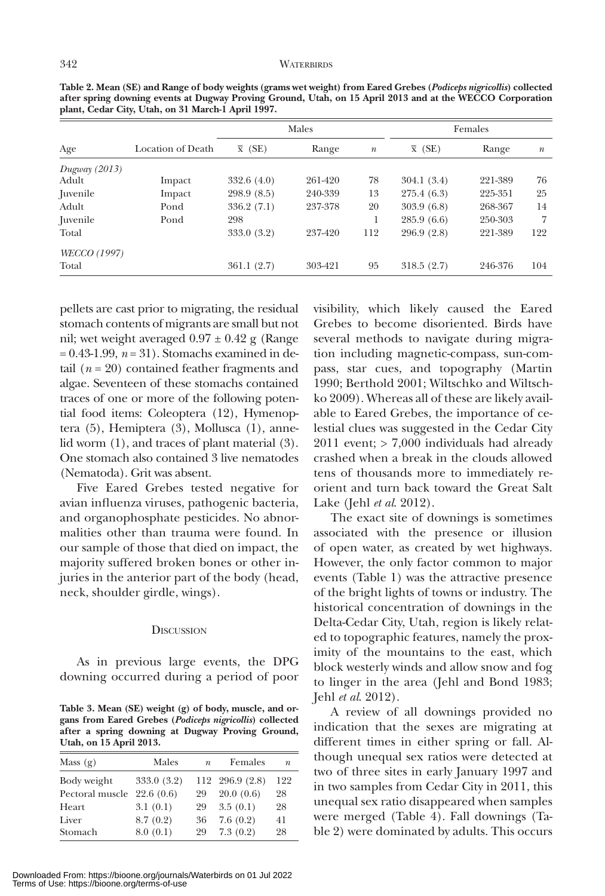**Table 2. Mean (SE) and Range of body weights (grams wet weight) from Eared Grebes (*Podiceps nigricollis*) collected after spring downing events at Dugway Proving Ground, Utah, on 15 April 2013 and at the WECCO Corporation plant, Cedar City, Utah, on 31 March-1 April 1997.**

| Age | Location of Death | Males | | | Females | | |
|---|---|---|---|---|---|---|---|
| | | $\bar{x}$ (SE) | Range | *n* | $\bar{x}$ (SE) | Range | *n* |
| *Dugway (2013)* | | | | | | | |
| Adult | Impact | 332.6 (4.0) | 261-420 | 78 | 304.1 (3.4) | 221-389 | 76 |
| Juvenile | Impact | 298.9 (8.5) | 240-339 | 13 | 275.4 (6.3) | 225-351 | 25 |
| Adult | Pond | 336.2 (7.1) | 237-378 | 20 | 303.9 (6.8) | 268-367 | 14 |
| Juvenile | Pond | 298 | | 1 | 285.9 (6.6) | 250-303 | 7 |
| Total | | 333.0 (3.2) | 237-420 | 112 | 296.9 (2.8) | 221-389 | 122 |
| *WECCO (1997)* | | | | | | | |
| Total | | 361.1 (2.7) | 303-421 | 95 | 318.5 (2.7) | 246-376 | 104 |

pellets are cast prior to migrating, the residual stomach contents of migrants are small but not nil; wet weight averaged 0.97 ± 0.42 g (Range = 0.43-1.99, *n* = 31). Stomachs examined in detail (*n* = 20) contained feather fragments and algae. Seventeen of these stomachs contained traces of one or more of the following potential food items: Coleoptera (12), Hymenoptera (5), Hemiptera (3), Mollusca (1), annelid worm (1), and traces of plant material (3). One stomach also contained 3 live nematodes (Nematoda). Grit was absent.

Five Eared Grebes tested negative for avian influenza viruses, pathogenic bacteria, and organophosphate pesticides. No abnormalities other than trauma were found. In our sample of those that died on impact, the majority suffered broken bones or other injuries in the anterior part of the body (head, neck, shoulder girdle, wings).

## Discussion

As in previous large events, the DPG downing occurred during a period of poor visibility, which likely caused the Eared Grebes to become disoriented. Birds have several methods to navigate during migration including magnetic-compass, sun-compass, star cues, and topography (Martin 1990; Berthold 2001; Wiltschko and Wiltschko 2009). Whereas all of these are likely available to Eared Grebes, the importance of celestial clues was suggested in the Cedar City 2011 event; > 7,000 individuals had already crashed when a break in the clouds allowed tens of thousands more to immediately reorient and turn back toward the Great Salt Lake (Jehl *et al.* 2012).

The exact site of downings is sometimes associated with the presence or illusion of open water, as created by wet highways. However, the only factor common to major events (Table 1) was the attractive presence of the bright lights of towns or industry. The historical concentration of downings in the Delta-Cedar City, Utah, region is likely related to topographic features, namely the proximity of the mountains to the east, which block westerly winds and allow snow and fog to linger in the area (Jehl and Bond 1983; Jehl *et al.* 2012).

A review of all downings provided no indication that the sexes are migrating at different times in either spring or fall. Although unequal sex ratios were detected at two of three sites in early January 1997 and in two samples from Cedar City in 2011, this unequal sex ratio disappeared when samples were merged (Table 4). Fall downings (Table 2) were dominated by adults. This occurs

**Table 3. Mean (SE) weight (g) of body, muscle, and organs from Eared Grebes (*Podiceps nigricollis*) collected after a spring downing at Dugway Proving Ground, Utah, on 15 April 2013.**

| Mass (g) | Males | *n* | Females | *n* |
|---|---|---|---|---|
| Body weight | 333.0 (3.2) | 112 | 296.9 (2.8) | 122 |
| Pectoral muscle | 22.6 (0.6) | 29 | 20.0 (0.6) | 28 |
| Heart | 3.1 (0.1) | 29 | 3.5 (0.1) | 28 |
| Liver | 8.7 (0.2) | 36 | 7.6 (0.2) | 41 |
| Stomach | 8.0 (0.1) | 29 | 7.3 (0.2) | 28 |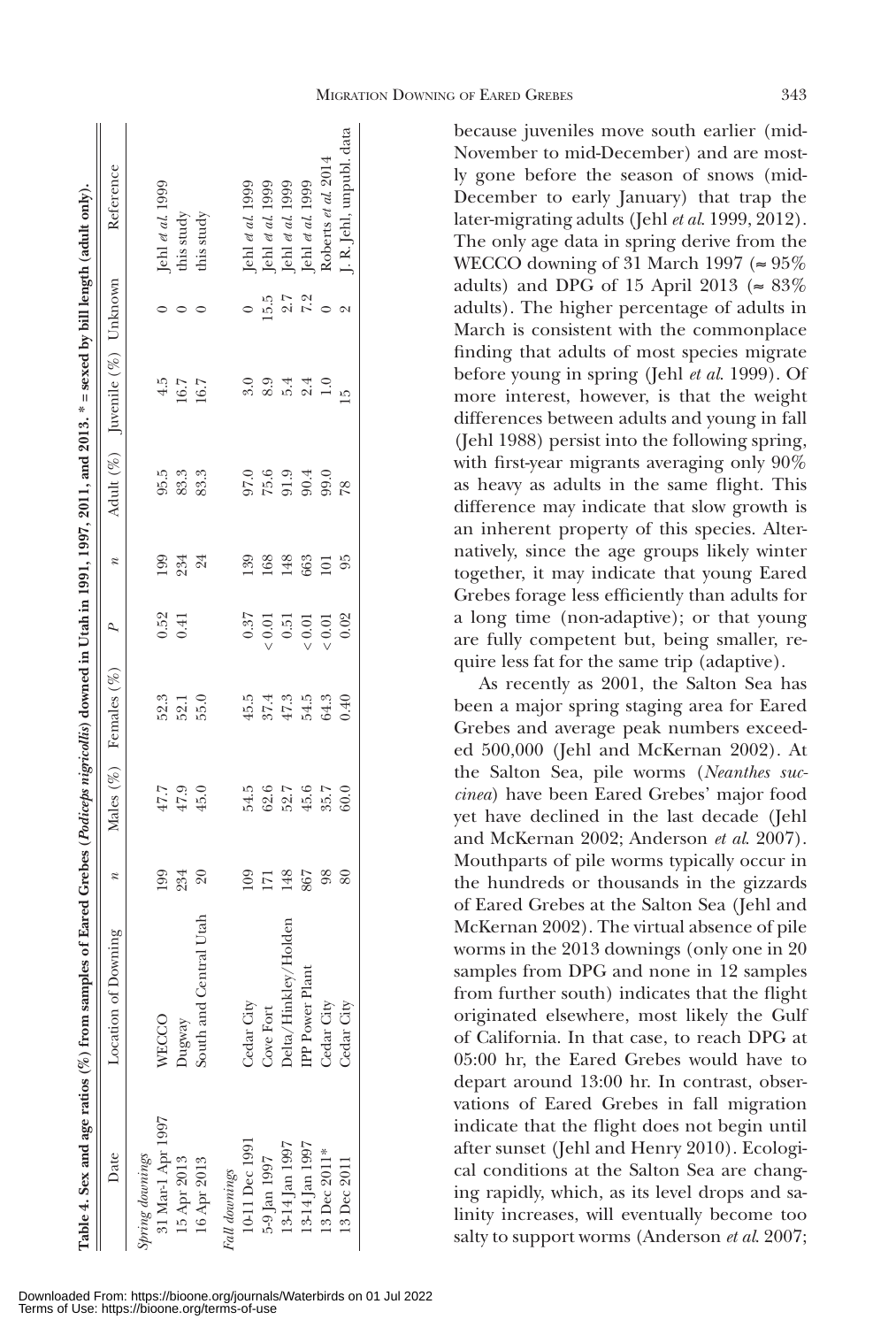**Table 4. Sex and age ratios (%) from samples of Eared Grebes (*Podiceps nigricollis*) downed in Utah in 1991, 1997, 2011, and 2013. * = sexed by bill length (adult only).**

| Date | Location of Downing | *n* | Males (%) | Females (%) | *P* | *n* | Adult (%) | Juvenile (%) | Unknown | Reference |
|---|---|---|---|---|---|---|---|---|---|---|
| *Spring downings* | | | | | | | | | | |
| 31 Mar-1 Apr 1997 | WECCO | 199 | 47.7 | 52.3 | 0.52 | 199 | 95.5 | 4.5 | 0 | Jehl *et al.* 1999 |
| 15 Apr 2013 | Dugway | 234 | 47.9 | 52.1 | 0.41 | 234 | 83.3 | 16.7 | 0 | this study |
| 16 Apr 2013 | South and Central Utah | 20 | 45.0 | 55.0 | | 24 | 83.3 | 16.7 | 0 | this study |
| *Fall downings* | | | | | | | | | | |
| 10-11 Dec 1991 | Cedar City | 109 | 54.5 | 45.5 | 0.37 | 139 | 97.0 | 3.0 | 0 | Jehl *et al.* 1999 |
| 5-9 Jan 1997 | Cove Fort | 171 | 62.6 | 37.4 | < 0.01 | 168 | 75.6 | 8.9 | 15.5 | Jehl *et al.* 1999 |
| 13-14 Jan 1997 | Delta/Hinkley/Holden | 148 | 52.7 | 47.3 | 0.51 | 148 | 91.9 | 5.4 | 2.7 | Jehl *et al.* 1999 |
| 13-14 Jan 1997 | IPP Power Plant | 867 | 45.6 | 54.5 | < 0.01 | 663 | 90.4 | 2.4 | 7.2 | Jehl *et al.* 1999 |
| 13 Dec 2011* | Cedar City | 98 | 35.7 | 64.3 | < 0.01 | 101 | 99.0 | 1.0 | 0 | Roberts *et al.* 2014 |
| 13 Dec 2011 | Cedar City | 80 | 60.0 | 0.40 | 0.02 | 95 | 78 | 15 | 2 | J. R. Jehl, unpubl. data |

because juveniles move south earlier (mid-November to mid-December) and are mostly gone before the season of snows (mid-December to early January) that trap the later-migrating adults (Jehl *et al.* 1999, 2012). The only age data in spring derive from the WECCO downing of 31 March 1997 (≈ 95% adults) and DPG of 15 April 2013 (≈ 83% adults). The higher percentage of adults in March is consistent with the commonplace finding that adults of most species migrate before young in spring (Jehl *et al.* 1999). Of more interest, however, is that the weight differences between adults and young in fall (Jehl 1988) persist into the following spring, with first-year migrants averaging only 90% as heavy as adults in the same flight. This difference may indicate that slow growth is an inherent property of this species. Alternatively, since the age groups likely winter together, it may indicate that young Eared Grebes forage less efficiently than adults for a long time (non-adaptive); or that young are fully competent but, being smaller, require less fat for the same trip (adaptive).

As recently as 2001, the Salton Sea has been a major spring staging area for Eared Grebes and average peak numbers exceeded 500,000 (Jehl and McKernan 2002). At the Salton Sea, pile worms (*Neanthes succinea*) have been Eared Grebes' major food yet have declined in the last decade (Jehl and McKernan 2002; Anderson *et al.* 2007). Mouthparts of pile worms typically occur in the hundreds or thousands in the gizzards of Eared Grebes at the Salton Sea (Jehl and McKernan 2002). The virtual absence of pile worms in the 2013 downings (only one in 20 samples from DPG and none in 12 samples from further south) indicates that the flight originated elsewhere, most likely the Gulf of California. In that case, to reach DPG at 05:00 hr, the Eared Grebes would have to depart around 13:00 hr. In contrast, observations of Eared Grebes in fall migration indicate that the flight does not begin until after sunset (Jehl and Henry 2010). Ecological conditions at the Salton Sea are changing rapidly, which, as its level drops and salinity increases, will eventually become too salty to support worms (Anderson *et al.* 2007;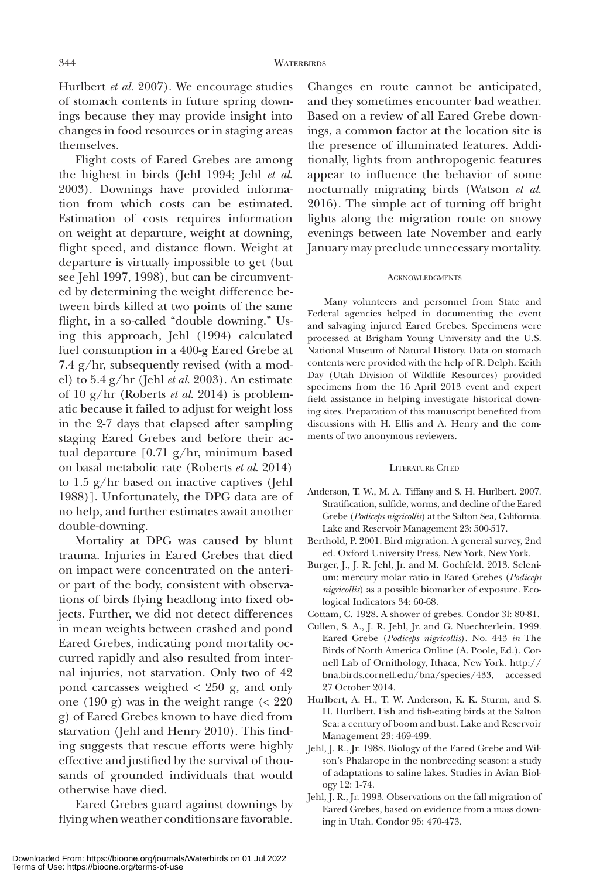Hurlbert *et al.* 2007). We encourage studies of stomach contents in future spring downings because they may provide insight into changes in food resources or in staging areas themselves.

Flight costs of Eared Grebes are among the highest in birds (Jehl 1994; Jehl *et al.* 2003). Downings have provided information from which costs can be estimated. Estimation of costs requires information on weight at departure, weight at downing, flight speed, and distance flown. Weight at departure is virtually impossible to get (but see Jehl 1997, 1998), but can be circumvented by determining the weight difference between birds killed at two points of the same flight, in a so-called "double downing." Using this approach, Jehl (1994) calculated fuel consumption in a 400-g Eared Grebe at 7.4 g/hr, subsequently revised (with a model) to 5.4 g/hr (Jehl *et al.* 2003). An estimate of 10 g/hr (Roberts *et al.* 2014) is problematic because it failed to adjust for weight loss in the 2-7 days that elapsed after sampling staging Eared Grebes and before their actual departure [0.71 g/hr, minimum based on basal metabolic rate (Roberts *et al.* 2014) to 1.5 g/hr based on inactive captives (Jehl 1988)]. Unfortunately, the DPG data are of no help, and further estimates await another double-downing.

Mortality at DPG was caused by blunt trauma. Injuries in Eared Grebes that died on impact were concentrated on the anterior part of the body, consistent with observations of birds flying headlong into fixed objects. Further, we did not detect differences in mean weights between crashed and pond Eared Grebes, indicating pond mortality occurred rapidly and also resulted from internal injuries, not starvation. Only two of 42 pond carcasses weighed < 250 g, and only one (190 g) was in the weight range (< 220 g) of Eared Grebes known to have died from starvation (Jehl and Henry 2010). This finding suggests that rescue efforts were highly effective and justified by the survival of thousands of grounded individuals that would otherwise have died.

Eared Grebes guard against downings by flying when weather conditions are favorable. Changes en route cannot be anticipated, and they sometimes encounter bad weather. Based on a review of all Eared Grebe downings, a common factor at the location site is the presence of illuminated features. Additionally, lights from anthropogenic features appear to influence the behavior of some nocturnally migrating birds (Watson *et al.* 2016). The simple act of turning off bright lights along the migration route on snowy evenings between late November and early January may preclude unnecessary mortality.

## Acknowledgments

Many volunteers and personnel from State and Federal agencies helped in documenting the event and salvaging injured Eared Grebes. Specimens were processed at Brigham Young University and the U.S. National Museum of Natural History. Data on stomach contents were provided with the help of R. Delph. Keith Day (Utah Division of Wildlife Resources) provided specimens from the 16 April 2013 event and expert field assistance in helping investigate historical downing sites. Preparation of this manuscript benefited from discussions with H. Ellis and A. Henry and the comments of two anonymous reviewers.

## Literature Cited

Anderson, T. W., M. A. Tiffany and S. H. Hurlbert. 2007. Stratification, sulfide, worms, and decline of the Eared Grebe (*Podiceps nigricollis*) at the Salton Sea, California. Lake and Reservoir Management 23: 500-517.

Berthold, P. 2001. Bird migration. A general survey, 2nd ed. Oxford University Press, New York, New York.

Burger, J., J. R. Jehl, Jr. and M. Gochfeld. 2013. Selenium: mercury molar ratio in Eared Grebes (*Podiceps nigricollis*) as a possible biomarker of exposure. Ecological Indicators 34: 60-68.

Cottam, C. 1928. A shower of grebes. Condor 3l: 80-81.

Cullen, S. A., J. R. Jehl, Jr. and G. Nuechterlein. 1999. Eared Grebe (*Podiceps nigricollis*). No. 443 *in* The Birds of North America Online (A. Poole, Ed.). Cornell Lab of Ornithology, Ithaca, New York. http://bna.birds.cornell.edu/bna/species/433, accessed 27 October 2014.

Hurlbert, A. H., T. W. Anderson, K. K. Sturm, and S. H. Hurlbert. Fish and fish-eating birds at the Salton Sea: a century of boom and bust. Lake and Reservoir Management 23: 469-499.

Jehl, J. R., Jr. 1988. Biology of the Eared Grebe and Wilson's Phalarope in the nonbreeding season: a study of adaptations to saline lakes. Studies in Avian Biology 12: 1-74.

Jehl, J. R., Jr. 1993. Observations on the fall migration of Eared Grebes, based on evidence from a mass downing in Utah. Condor 95: 470-473.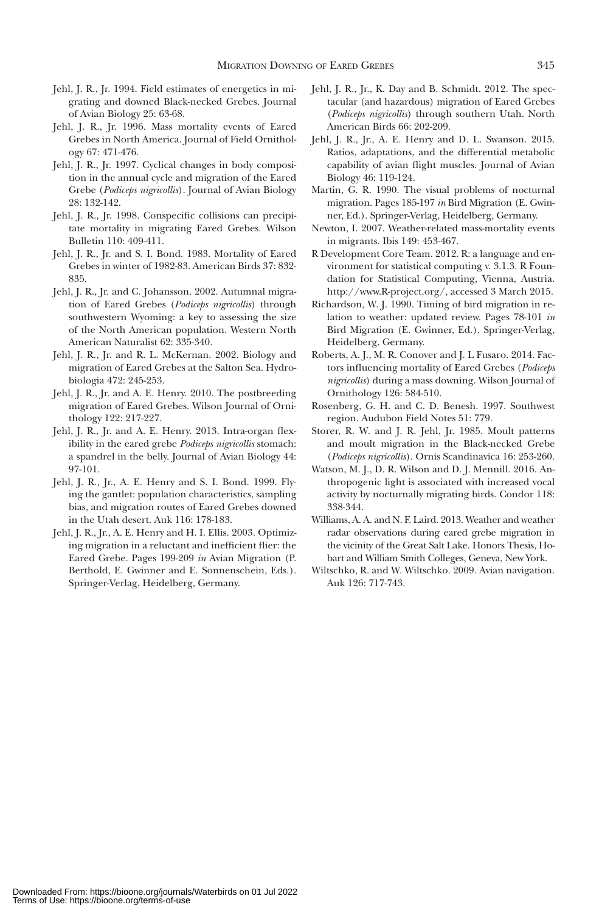Jehl, J. R., Jr. 1994. Field estimates of energetics in migrating and downed Black-necked Grebes. Journal of Avian Biology 25: 63-68.

Jehl, J. R., Jr. 1996. Mass mortality events of Eared Grebes in North America. Journal of Field Ornithology 67: 471-476.

Jehl, J. R., Jr. 1997. Cyclical changes in body composition in the annual cycle and migration of the Eared Grebe (*Podiceps nigricollis*). Journal of Avian Biology 28: 132-142.

Jehl, J. R., Jr. 1998. Conspecific collisions can precipitate mortality in migrating Eared Grebes. Wilson Bulletin 110: 409-411.

Jehl, J. R., Jr. and S. I. Bond. 1983. Mortality of Eared Grebes in winter of 1982-83. American Birds 37: 832-835.

Jehl, J. R., Jr. and C. Johansson. 2002. Autumnal migration of Eared Grebes (*Podiceps nigricollis*) through southwestern Wyoming: a key to assessing the size of the North American population. Western North American Naturalist 62: 335-340.

Jehl, J. R., Jr. and R. L. McKernan. 2002. Biology and migration of Eared Grebes at the Salton Sea. Hydrobiologia 472: 245-253.

Jehl, J. R., Jr. and A. E. Henry. 2010. The postbreeding migration of Eared Grebes. Wilson Journal of Ornithology 122: 217-227.

Jehl, J. R., Jr. and A. E. Henry. 2013. Intra-organ flexibility in the eared grebe *Podiceps nigricollis* stomach: a spandrel in the belly. Journal of Avian Biology 44: 97-101.

Jehl, J. R., Jr., A. E. Henry and S. I. Bond. 1999. Flying the gantlet: population characteristics, sampling bias, and migration routes of Eared Grebes downed in the Utah desert. Auk 116: 178-183.

Jehl, J. R., Jr., A. E. Henry and H. I. Ellis. 2003. Optimizing migration in a reluctant and inefficient flier: the Eared Grebe. Pages 199-209 *in* Avian Migration (P. Berthold, E. Gwinner and E. Sonnenschein, Eds.). Springer-Verlag, Heidelberg, Germany.

Jehl, J. R., Jr., K. Day and B. Schmidt. 2012. The spectacular (and hazardous) migration of Eared Grebes (*Podiceps nigricollis*) through southern Utah. North American Birds 66: 202-209.

Jehl, J. R., Jr., A. E. Henry and D. L. Swanson. 2015. Ratios, adaptations, and the differential metabolic capability of avian flight muscles. Journal of Avian Biology 46: 119-124.

Martin, G. R. 1990. The visual problems of nocturnal migration. Pages 185-197 *in* Bird Migration (E. Gwinner, Ed.). Springer-Verlag, Heidelberg, Germany.

Newton, I. 2007. Weather-related mass-mortality events in migrants. Ibis 149: 453-467.

R Development Core Team. 2012. R: a language and environment for statistical computing v. 3.1.3. R Foundation for Statistical Computing, Vienna, Austria. http://www.R-project.org/, accessed 3 March 2015.

Richardson, W. J. 1990. Timing of bird migration in relation to weather: updated review. Pages 78-101 *in* Bird Migration (E. Gwinner, Ed.). Springer-Verlag, Heidelberg, Germany.

Roberts, A. J., M. R. Conover and J. L Fusaro. 2014. Factors influencing mortality of Eared Grebes (*Podiceps nigricollis*) during a mass downing. Wilson Journal of Ornithology 126: 584-510.

Rosenberg, G. H. and C. D. Benesh. 1997. Southwest region. Audubon Field Notes 51: 779.

Storer, R. W. and J. R. Jehl, Jr. 1985. Moult patterns and moult migration in the Black-necked Grebe (*Podiceps nigricollis*). Ornis Scandinavica 16: 253-260.

Watson, M. J., D. R. Wilson and D. J. Mennill. 2016. Anthropogenic light is associated with increased vocal activity by nocturnally migrating birds. Condor 118: 338-344.

Williams, A. A. and N. F. Laird. 2013. Weather and weather radar observations during eared grebe migration in the vicinity of the Great Salt Lake. Honors Thesis, Hobart and William Smith Colleges, Geneva, New York.

Wiltschko, R. and W. Wiltschko. 2009. Avian navigation. Auk 126: 717-743.